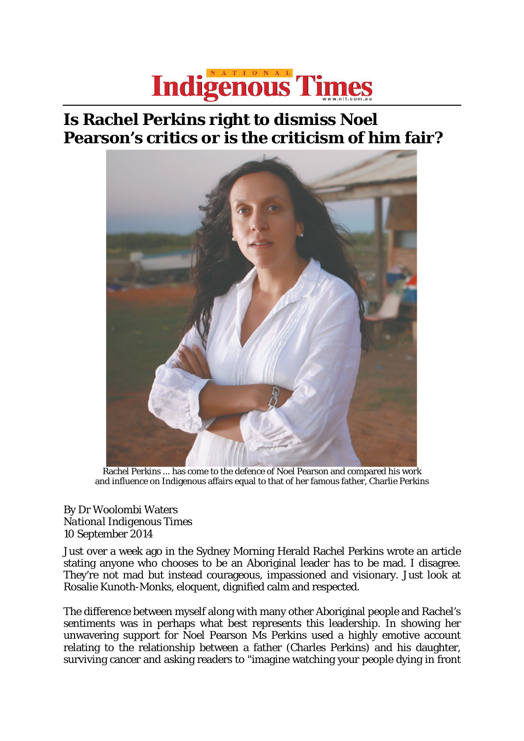# National Indigenous Times

## Is Rachel Perkins right to dismiss Noel Pearson's critics or is the criticism of him fair?

Rachel Perkins ... has come to the defence of Noel Pearson and compared his work and influence on Indigenous affairs equal to that of her famous father, Charlie Perkins

By Dr Woolombi Waters
*National Indigenous Times*
10 September 2014

Just over a week ago in the Sydney Morning Herald Rachel Perkins wrote an article stating anyone who chooses to be an Aboriginal leader has to be mad. I disagree. They're not mad but instead courageous, impassioned and visionary. Just look at Rosalie Kunoth-Monks, eloquent, dignified calm and respected.

The difference between myself along with many other Aboriginal people and Rachel's sentiments was in perhaps what best represents this leadership. In showing her unwavering support for Noel Pearson Ms Perkins used a highly emotive account relating to the relationship between a father (Charles Perkins) and his daughter, surviving cancer and asking readers to "imagine watching your people dying in front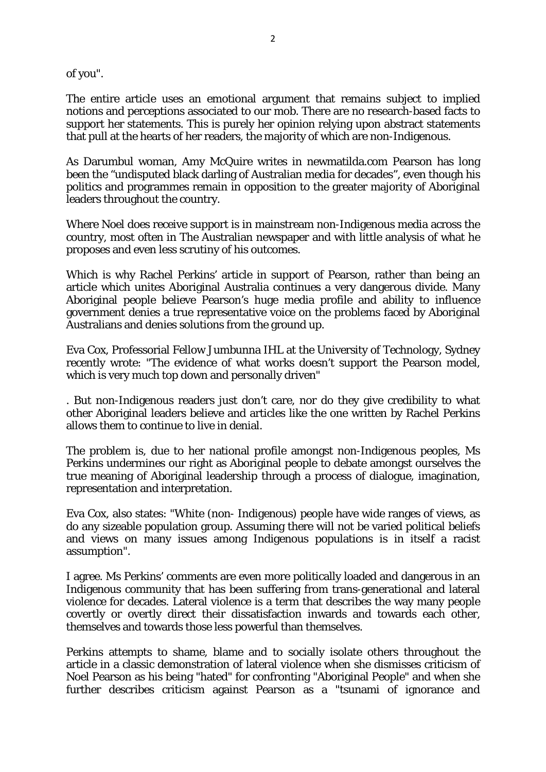of you".

The entire article uses an emotional argument that remains subject to implied notions and perceptions associated to our mob. There are no research-based facts to support her statements. This is purely her opinion relying upon abstract statements that pull at the hearts of her readers, the majority of which are non-Indigenous.

As Darumbul woman, Amy McQuire writes in newmatilda.com Pearson has long been the "undisputed black darling of Australian media for decades", even though his politics and programmes remain in opposition to the greater majority of Aboriginal leaders throughout the country.

Where Noel does receive support is in mainstream non-Indigenous media across the country, most often in The Australian newspaper and with little analysis of what he proposes and even less scrutiny of his outcomes.

Which is why Rachel Perkins' article in support of Pearson, rather than being an article which unites Aboriginal Australia continues a very dangerous divide. Many Aboriginal people believe Pearson's huge media profile and ability to influence government denies a true representative voice on the problems faced by Aboriginal Australians and denies solutions from the ground up.

Eva Cox, Professorial Fellow Jumbunna IHL at the University of Technology, Sydney recently wrote: "The evidence of what works doesn't support the Pearson model, which is very much top down and personally driven"

. But non-Indigenous readers just don't care, nor do they give credibility to what other Aboriginal leaders believe and articles like the one written by Rachel Perkins allows them to continue to live in denial.

The problem is, due to her national profile amongst non-Indigenous peoples, Ms Perkins undermines our right as Aboriginal people to debate amongst ourselves the true meaning of Aboriginal leadership through a process of dialogue, imagination, representation and interpretation.

Eva Cox, also states: "White (non- Indigenous) people have wide ranges of views, as do any sizeable population group. Assuming there will not be varied political beliefs and views on many issues among Indigenous populations is in itself a racist assumption".

I agree. Ms Perkins' comments are even more politically loaded and dangerous in an Indigenous community that has been suffering from trans-generational and lateral violence for decades. Lateral violence is a term that describes the way many people covertly or overtly direct their dissatisfaction inwards and towards each other, themselves and towards those less powerful than themselves.

Perkins attempts to shame, blame and to socially isolate others throughout the article in a classic demonstration of lateral violence when she dismisses criticism of Noel Pearson as his being "hated" for confronting "Aboriginal People" and when she further describes criticism against Pearson as a "tsunami of ignorance and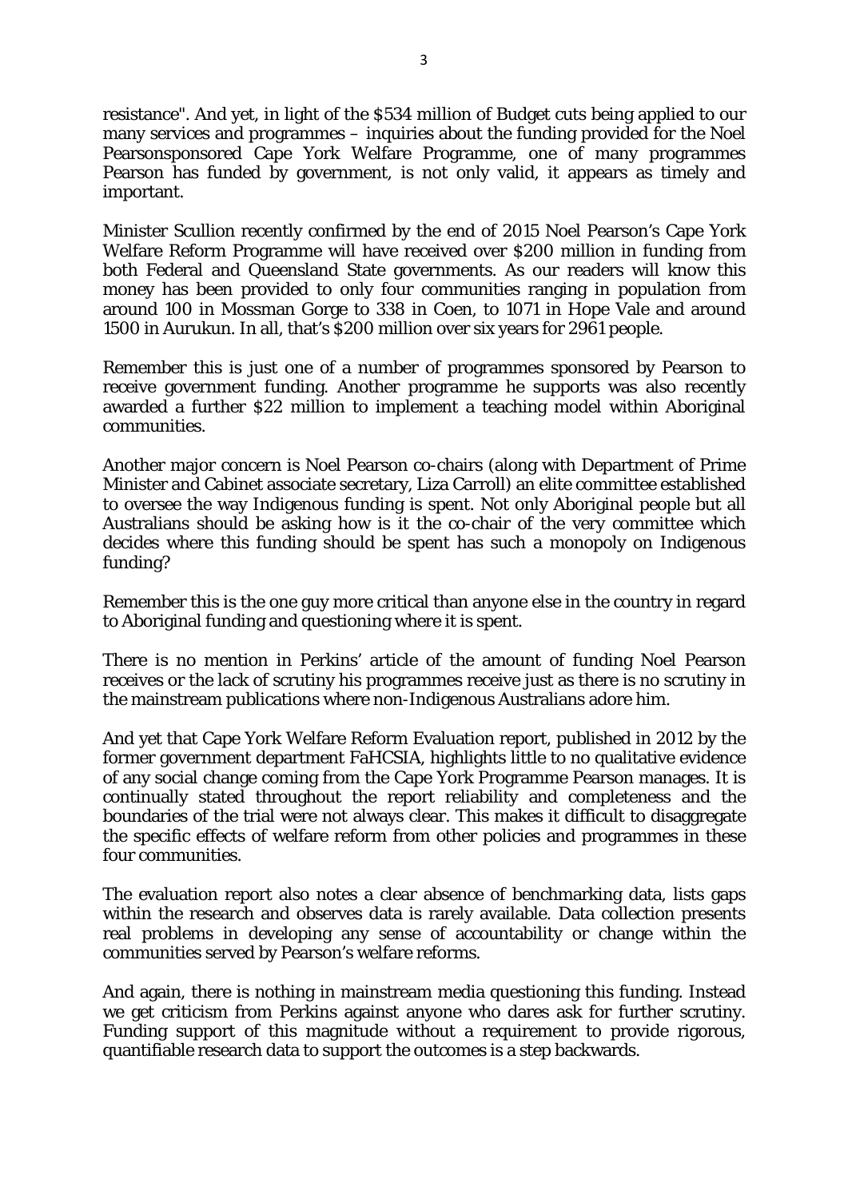resistance". And yet, in light of the $534 million of Budget cuts being applied to our many services and programmes – inquiries about the funding provided for the Noel Pearsonsponsored Cape York Welfare Programme, one of many programmes Pearson has funded by government, is not only valid, it appears as timely and important.

Minister Scullion recently confirmed by the end of 2015 Noel Pearson's Cape York Welfare Reform Programme will have received over $200 million in funding from both Federal and Queensland State governments. As our readers will know this money has been provided to only four communities ranging in population from around 100 in Mossman Gorge to 338 in Coen, to 1071 in Hope Vale and around 1500 in Aurukun. In all, that's $200 million over six years for 2961 people.

Remember this is just one of a number of programmes sponsored by Pearson to receive government funding. Another programme he supports was also recently awarded a further $22 million to implement a teaching model within Aboriginal communities.

Another major concern is Noel Pearson co-chairs (along with Department of Prime Minister and Cabinet associate secretary, Liza Carroll) an elite committee established to oversee the way Indigenous funding is spent. Not only Aboriginal people but all Australians should be asking how is it the co-chair of the very committee which decides where this funding should be spent has such a monopoly on Indigenous funding?

Remember this is the one guy more critical than anyone else in the country in regard to Aboriginal funding and questioning where it is spent.

There is no mention in Perkins' article of the amount of funding Noel Pearson receives or the lack of scrutiny his programmes receive just as there is no scrutiny in the mainstream publications where non-Indigenous Australians adore him.

And yet that Cape York Welfare Reform Evaluation report, published in 2012 by the former government department FaHCSIA, highlights little to no qualitative evidence of any social change coming from the Cape York Programme Pearson manages. It is continually stated throughout the report reliability and completeness and the boundaries of the trial were not always clear. This makes it difficult to disaggregate the specific effects of welfare reform from other policies and programmes in these four communities.

The evaluation report also notes a clear absence of benchmarking data, lists gaps within the research and observes data is rarely available. Data collection presents real problems in developing any sense of accountability or change within the communities served by Pearson's welfare reforms.

And again, there is nothing in mainstream media questioning this funding. Instead we get criticism from Perkins against anyone who dares ask for further scrutiny. Funding support of this magnitude without a requirement to provide rigorous, quantifiable research data to support the outcomes is a step backwards.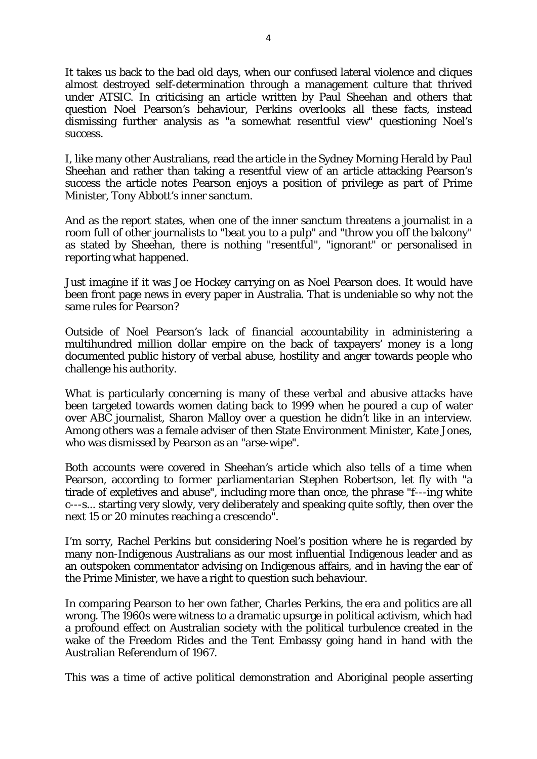It takes us back to the bad old days, when our confused lateral violence and cliques almost destroyed self-determination through a management culture that thrived under ATSIC. In criticising an article written by Paul Sheehan and others that question Noel Pearson's behaviour, Perkins overlooks all these facts, instead dismissing further analysis as "a somewhat resentful view" questioning Noel's success.

I, like many other Australians, read the article in the Sydney Morning Herald by Paul Sheehan and rather than taking a resentful view of an article attacking Pearson's success the article notes Pearson enjoys a position of privilege as part of Prime Minister, Tony Abbott's inner sanctum.

And as the report states, when one of the inner sanctum threatens a journalist in a room full of other journalists to "beat you to a pulp" and "throw you off the balcony" as stated by Sheehan, there is nothing "resentful", "ignorant" or personalised in reporting what happened.

Just imagine if it was Joe Hockey carrying on as Noel Pearson does. It would have been front page news in every paper in Australia. That is undeniable so why not the same rules for Pearson?

Outside of Noel Pearson's lack of financial accountability in administering a multihundred million dollar empire on the back of taxpayers' money is a long documented public history of verbal abuse, hostility and anger towards people who challenge his authority.

What is particularly concerning is many of these verbal and abusive attacks have been targeted towards women dating back to 1999 when he poured a cup of water over ABC journalist, Sharon Malloy over a question he didn't like in an interview. Among others was a female adviser of then State Environment Minister, Kate Jones, who was dismissed by Pearson as an "arse-wipe".

Both accounts were covered in Sheehan's article which also tells of a time when Pearson, according to former parliamentarian Stephen Robertson, let fly with "a tirade of expletives and abuse", including more than once, the phrase "f---ing white c---s... starting very slowly, very deliberately and speaking quite softly, then over the next 15 or 20 minutes reaching a crescendo".

I'm sorry, Rachel Perkins but considering Noel's position where he is regarded by many non-Indigenous Australians as our most influential Indigenous leader and as an outspoken commentator advising on Indigenous affairs, and in having the ear of the Prime Minister, we have a right to question such behaviour.

In comparing Pearson to her own father, Charles Perkins, the era and politics are all wrong. The 1960s were witness to a dramatic upsurge in political activism, which had a profound effect on Australian society with the political turbulence created in the wake of the Freedom Rides and the Tent Embassy going hand in hand with the Australian Referendum of 1967.

This was a time of active political demonstration and Aboriginal people asserting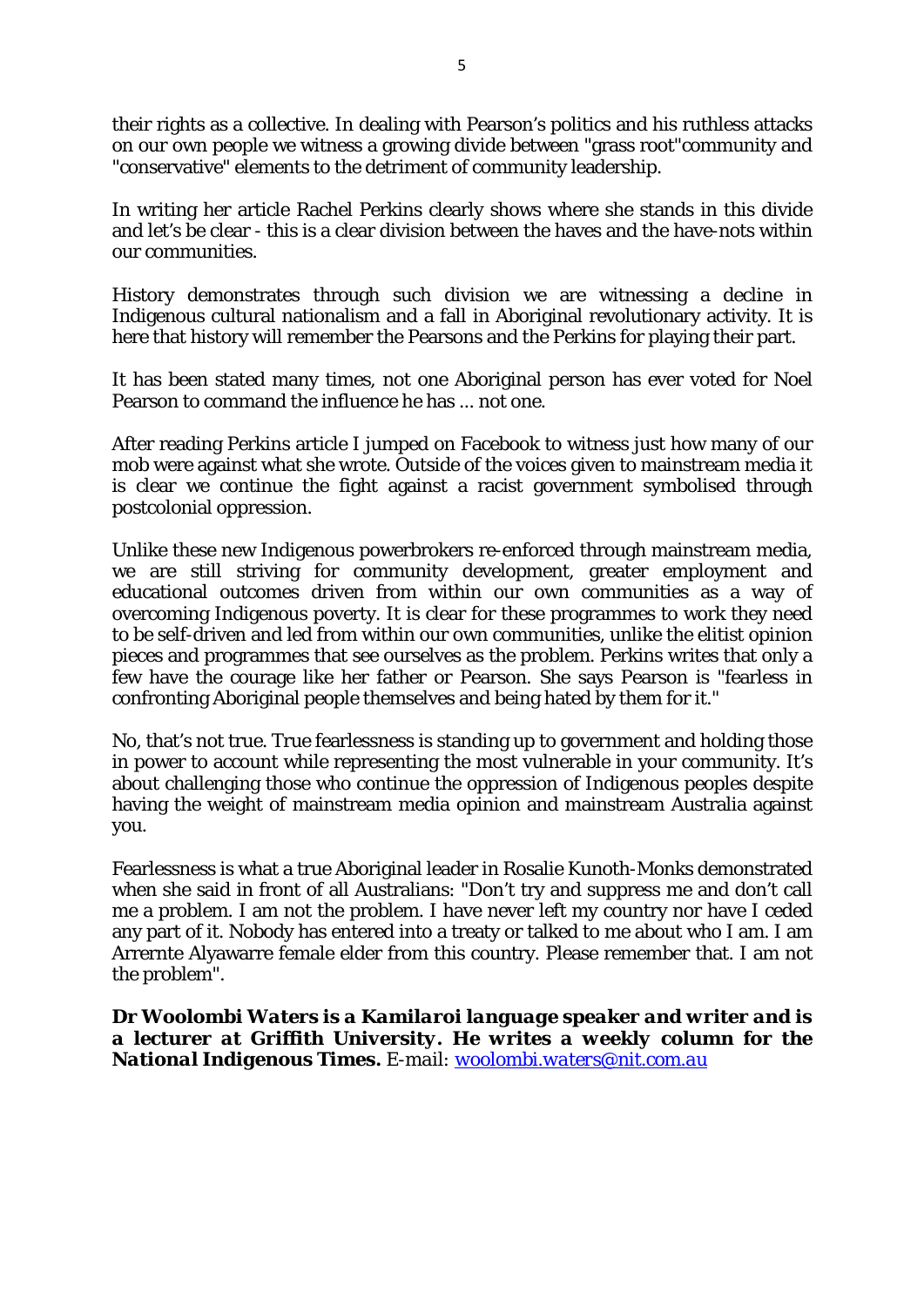their rights as a collective. In dealing with Pearson's politics and his ruthless attacks on our own people we witness a growing divide between "grass root"community and "conservative" elements to the detriment of community leadership.

In writing her article Rachel Perkins clearly shows where she stands in this divide and let's be clear - this is a clear division between the haves and the have-nots within our communities.

History demonstrates through such division we are witnessing a decline in Indigenous cultural nationalism and a fall in Aboriginal revolutionary activity. It is here that history will remember the Pearsons and the Perkins for playing their part.

It has been stated many times, not one Aboriginal person has ever voted for Noel Pearson to command the influence he has ... not one.

After reading Perkins article I jumped on Facebook to witness just how many of our mob were against what she wrote. Outside of the voices given to mainstream media it is clear we continue the fight against a racist government symbolised through postcolonial oppression.

Unlike these new Indigenous powerbrokers re-enforced through mainstream media, we are still striving for community development, greater employment and educational outcomes driven from within our own communities as a way of overcoming Indigenous poverty. It is clear for these programmes to work they need to be self-driven and led from within our own communities, unlike the elitist opinion pieces and programmes that see ourselves as the problem. Perkins writes that only a few have the courage like her father or Pearson. She says Pearson is "fearless in confronting Aboriginal people themselves and being hated by them for it."

No, that's not true. True fearlessness is standing up to government and holding those in power to account while representing the most vulnerable in your community. It's about challenging those who continue the oppression of Indigenous peoples despite having the weight of mainstream media opinion and mainstream Australia against you.

Fearlessness is what a true Aboriginal leader in Rosalie Kunoth-Monks demonstrated when she said in front of all Australians: "Don't try and suppress me and don't call me a problem. I am not the problem. I have never left my country nor have I ceded any part of it. Nobody has entered into a treaty or talked to me about who I am. I am Arrernte Alyawarre female elder from this country. Please remember that. I am not the problem".

***Dr Woolombi Waters is a Kamilaroi language speaker and writer and is a lecturer at Griffith University. He writes a weekly column for the National Indigenous Times.*** E-mail: woolombi.waters@nit.com.au